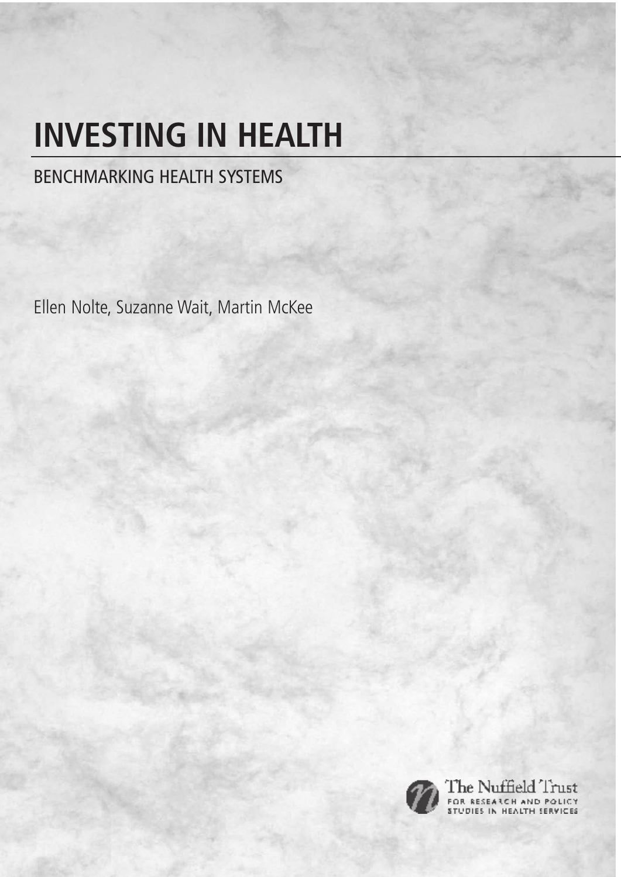# INVESTING IN HEALTH

## BENCHMARKING HEALTH SYSTEMS

Ellen Nolte, Suzanne Wait, Martin McKee

The Nuffield Trust
FOR RESEARCH AND POLICY STUDIES IN HEALTH SERVICES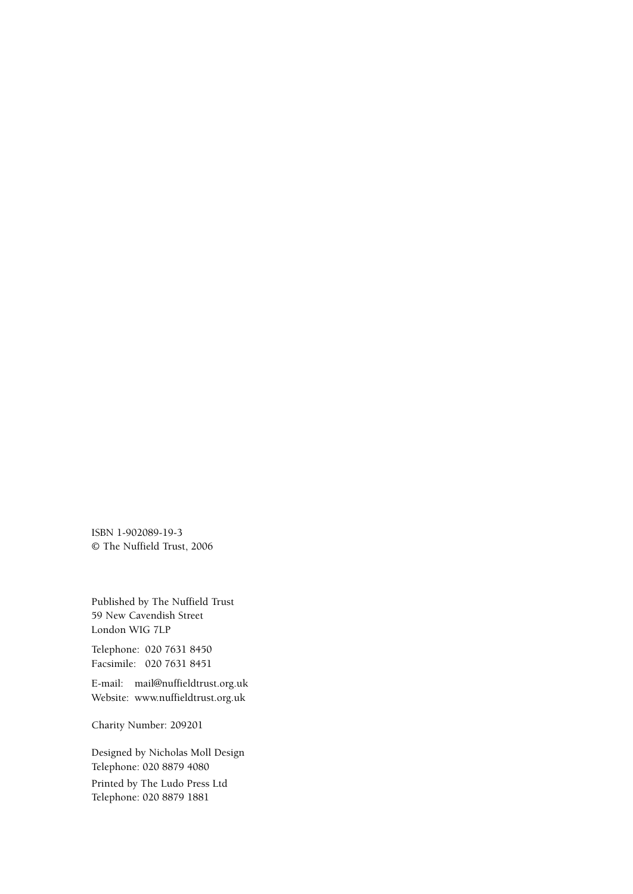ISBN 1-902089-19-3
© The Nuffield Trust, 2006

Published by The Nuffield Trust
59 New Cavendish Street
London WIG 7LP

Telephone: 020 7631 8450
Facsimile: 020 7631 8451

E-mail: mail@nuffieldtrust.org.uk
Website: www.nuffieldtrust.org.uk

Charity Number: 209201

Designed by Nicholas Moll Design
Telephone: 020 8879 4080

Printed by The Ludo Press Ltd
Telephone: 020 8879 1881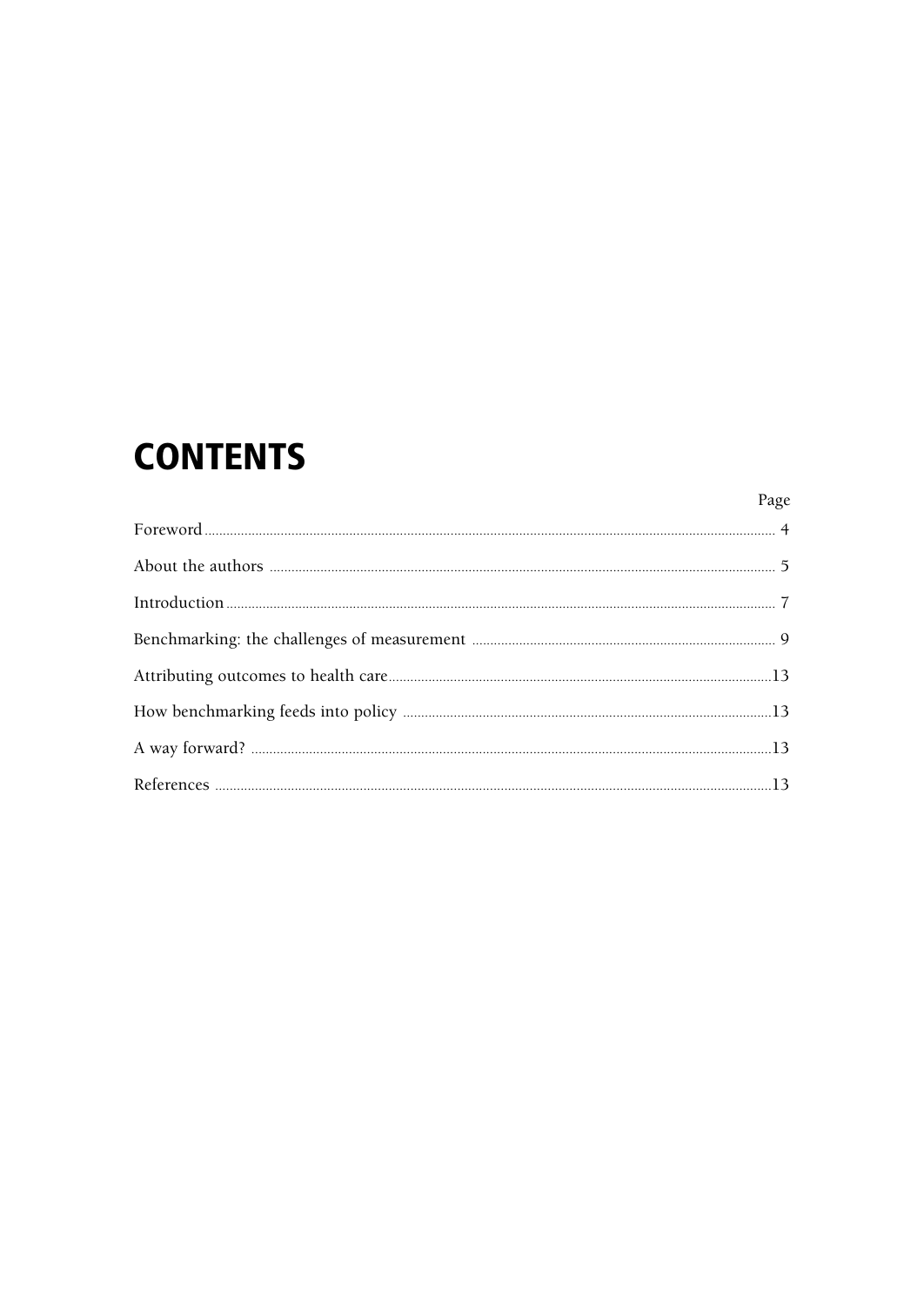# CONTENTS

| | Page |
|---|---|
| Foreword | 4 |
| About the authors | 5 |
| Introduction | 7 |
| Benchmarking: the challenges of measurement | 9 |
| Attributing outcomes to health care | 13 |
| How benchmarking feeds into policy | 13 |
| A way forward? | 13 |
| References | 13 |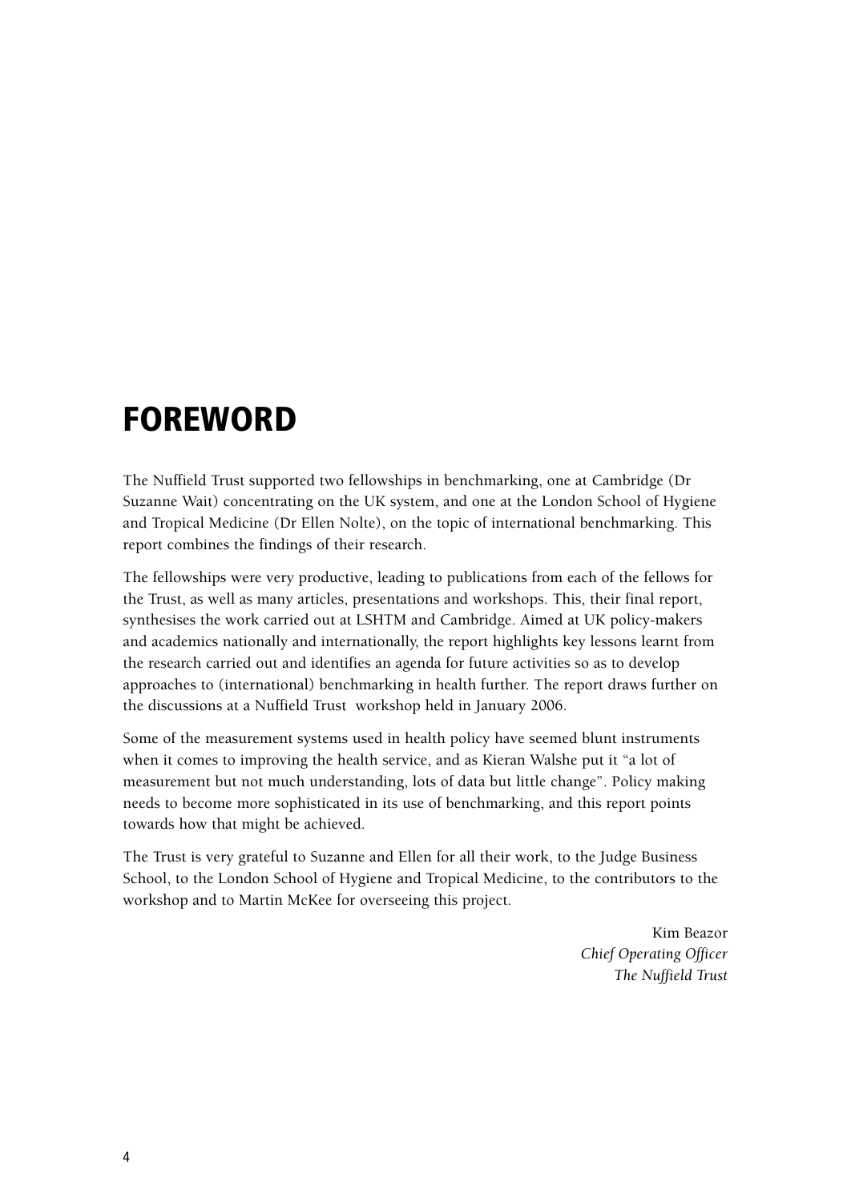# FOREWORD

The Nuffield Trust supported two fellowships in benchmarking, one at Cambridge (Dr Suzanne Wait) concentrating on the UK system, and one at the London School of Hygiene and Tropical Medicine (Dr Ellen Nolte), on the topic of international benchmarking. This report combines the findings of their research.

The fellowships were very productive, leading to publications from each of the fellows for the Trust, as well as many articles, presentations and workshops. This, their final report, synthesises the work carried out at LSHTM and Cambridge. Aimed at UK policy-makers and academics nationally and internationally, the report highlights key lessons learnt from the research carried out and identifies an agenda for future activities so as to develop approaches to (international) benchmarking in health further. The report draws further on the discussions at a Nuffield Trust workshop held in January 2006.

Some of the measurement systems used in health policy have seemed blunt instruments when it comes to improving the health service, and as Kieran Walshe put it "a lot of measurement but not much understanding, lots of data but little change". Policy making needs to become more sophisticated in its use of benchmarking, and this report points towards how that might be achieved.

The Trust is very grateful to Suzanne and Ellen for all their work, to the Judge Business School, to the London School of Hygiene and Tropical Medicine, to the contributors to the workshop and to Martin McKee for overseeing this project.

Kim Beazor
*Chief Operating Officer*
*The Nuffield Trust*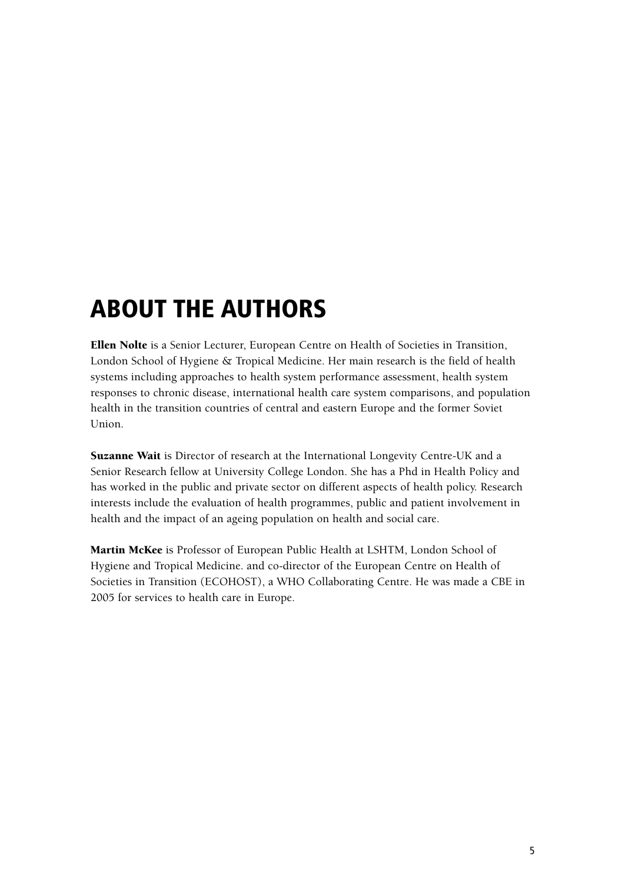# ABOUT THE AUTHORS

**Ellen Nolte** is a Senior Lecturer, European Centre on Health of Societies in Transition, London School of Hygiene & Tropical Medicine. Her main research is the field of health systems including approaches to health system performance assessment, health system responses to chronic disease, international health care system comparisons, and population health in the transition countries of central and eastern Europe and the former Soviet Union.

**Suzanne Wait** is Director of research at the International Longevity Centre-UK and a Senior Research fellow at University College London. She has a Phd in Health Policy and has worked in the public and private sector on different aspects of health policy. Research interests include the evaluation of health programmes, public and patient involvement in health and the impact of an ageing population on health and social care.

**Martin McKee** is Professor of European Public Health at LSHTM, London School of Hygiene and Tropical Medicine. and co-director of the European Centre on Health of Societies in Transition (ECOHOST), a WHO Collaborating Centre. He was made a CBE in 2005 for services to health care in Europe.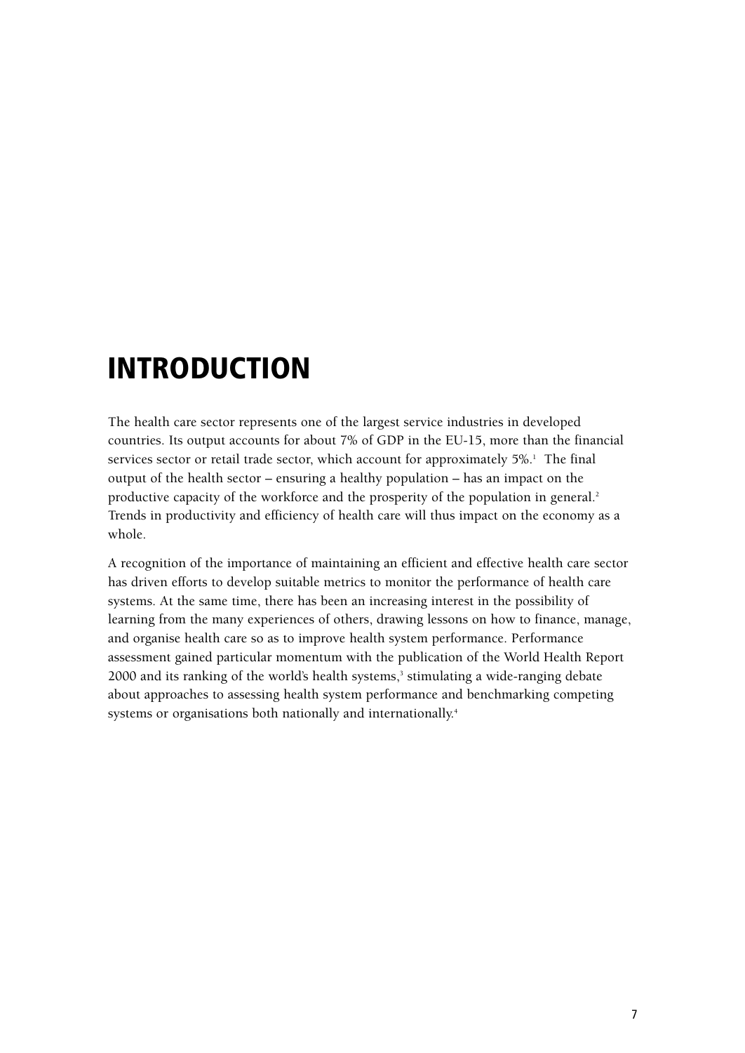# INTRODUCTION

The health care sector represents one of the largest service industries in developed countries. Its output accounts for about 7% of GDP in the EU-15, more than the financial services sector or retail trade sector, which account for approximately 5%.[1] The final output of the health sector – ensuring a healthy population – has an impact on the productive capacity of the workforce and the prosperity of the population in general.[2] Trends in productivity and efficiency of health care will thus impact on the economy as a whole.

A recognition of the importance of maintaining an efficient and effective health care sector has driven efforts to develop suitable metrics to monitor the performance of health care systems. At the same time, there has been an increasing interest in the possibility of learning from the many experiences of others, drawing lessons on how to finance, manage, and organise health care so as to improve health system performance. Performance assessment gained particular momentum with the publication of the World Health Report 2000 and its ranking of the world's health systems,[3] stimulating a wide-ranging debate about approaches to assessing health system performance and benchmarking competing systems or organisations both nationally and internationally.[4]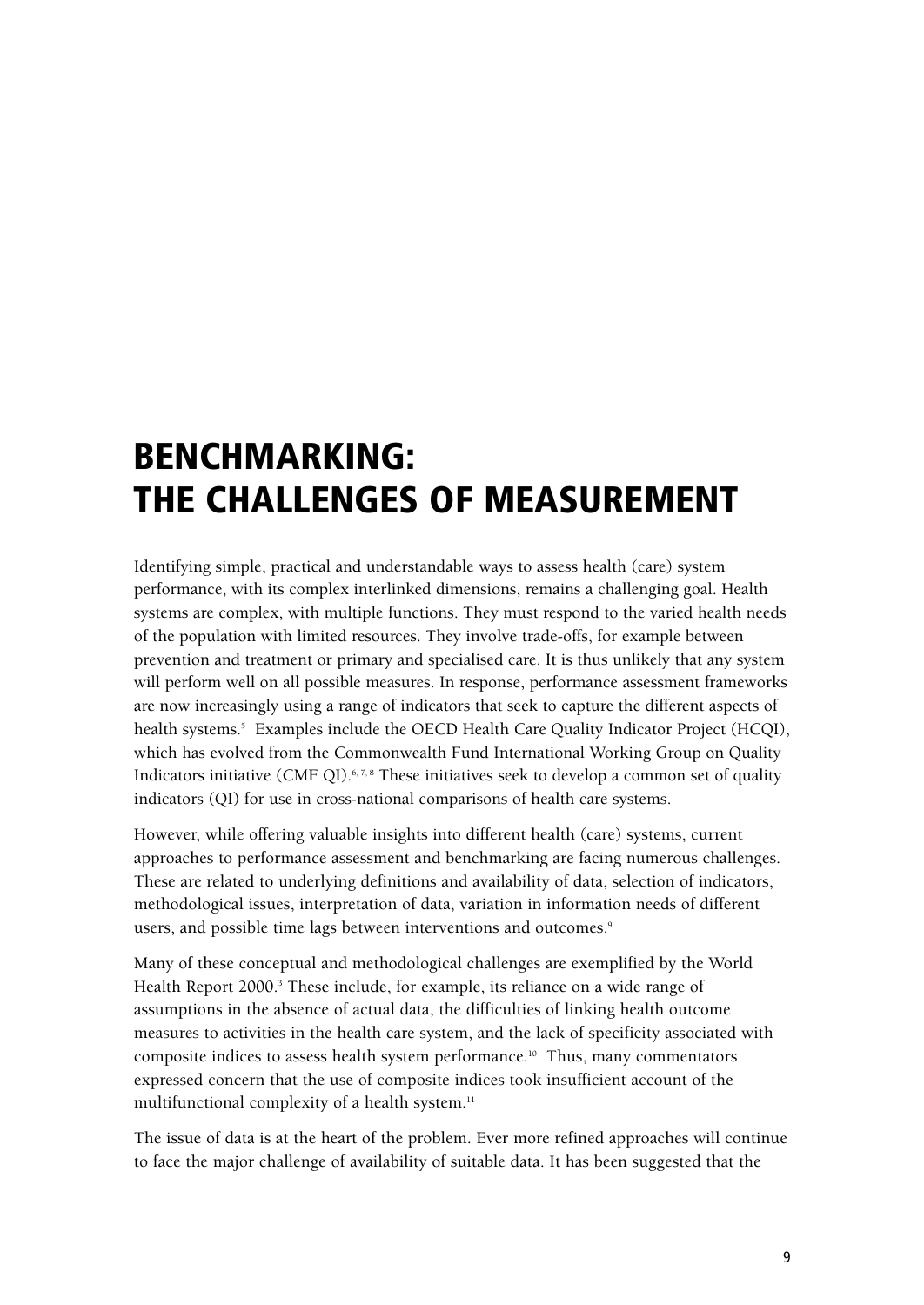# BENCHMARKING: THE CHALLENGES OF MEASUREMENT

Identifying simple, practical and understandable ways to assess health (care) system performance, with its complex interlinked dimensions, remains a challenging goal. Health systems are complex, with multiple functions. They must respond to the varied health needs of the population with limited resources. They involve trade-offs, for example between prevention and treatment or primary and specialised care. It is thus unlikely that any system will perform well on all possible measures. In response, performance assessment frameworks are now increasingly using a range of indicators that seek to capture the different aspects of health systems.[5] Examples include the OECD Health Care Quality Indicator Project (HCQI), which has evolved from the Commonwealth Fund International Working Group on Quality Indicators initiative (CMF QI).[6, 7, 8] These initiatives seek to develop a common set of quality indicators (QI) for use in cross-national comparisons of health care systems.

However, while offering valuable insights into different health (care) systems, current approaches to performance assessment and benchmarking are facing numerous challenges. These are related to underlying definitions and availability of data, selection of indicators, methodological issues, interpretation of data, variation in information needs of different users, and possible time lags between interventions and outcomes.[9]

Many of these conceptual and methodological challenges are exemplified by the World Health Report 2000.[3] These include, for example, its reliance on a wide range of assumptions in the absence of actual data, the difficulties of linking health outcome measures to activities in the health care system, and the lack of specificity associated with composite indices to assess health system performance.[10] Thus, many commentators expressed concern that the use of composite indices took insufficient account of the multifunctional complexity of a health system.[11]

The issue of data is at the heart of the problem. Ever more refined approaches will continue to face the major challenge of availability of suitable data. It has been suggested that the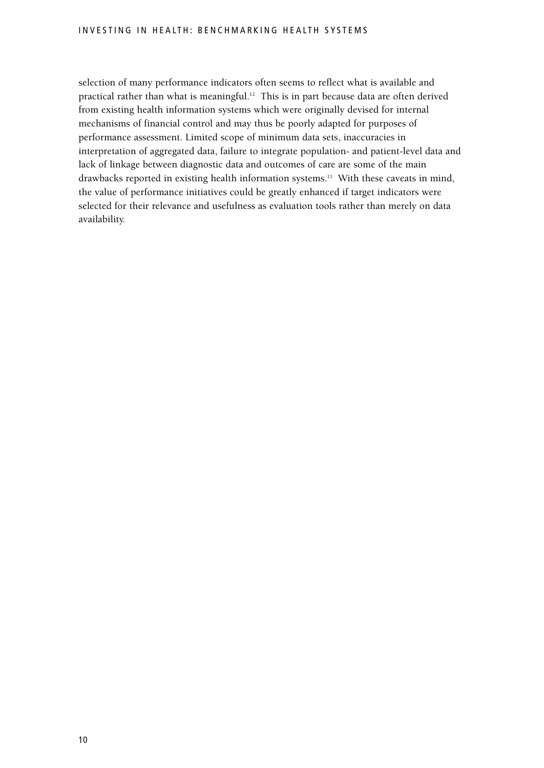selection of many performance indicators often seems to reflect what is available and practical rather than what is meaningful.[12] This is in part because data are often derived from existing health information systems which were originally devised for internal mechanisms of financial control and may thus be poorly adapted for purposes of performance assessment. Limited scope of minimum data sets, inaccuracies in interpretation of aggregated data, failure to integrate population- and patient-level data and lack of linkage between diagnostic data and outcomes of care are some of the main drawbacks reported in existing health information systems.[13] With these caveats in mind, the value of performance initiatives could be greatly enhanced if target indicators were selected for their relevance and usefulness as evaluation tools rather than merely on data availability.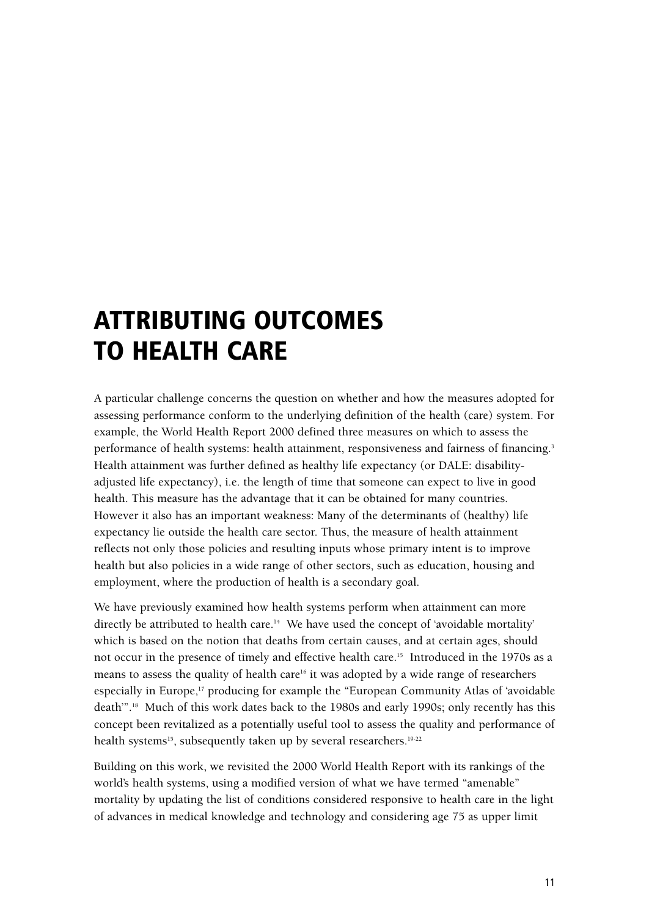# ATTRIBUTING OUTCOMES TO HEALTH CARE

A particular challenge concerns the question on whether and how the measures adopted for assessing performance conform to the underlying definition of the health (care) system. For example, the World Health Report 2000 defined three measures on which to assess the performance of health systems: health attainment, responsiveness and fairness of financing.[3] Health attainment was further defined as healthy life expectancy (or DALE: disability-adjusted life expectancy), i.e. the length of time that someone can expect to live in good health. This measure has the advantage that it can be obtained for many countries. However it also has an important weakness: Many of the determinants of (healthy) life expectancy lie outside the health care sector. Thus, the measure of health attainment reflects not only those policies and resulting inputs whose primary intent is to improve health but also policies in a wide range of other sectors, such as education, housing and employment, where the production of health is a secondary goal.

We have previously examined how health systems perform when attainment can more directly be attributed to health care.[14] We have used the concept of 'avoidable mortality' which is based on the notion that deaths from certain causes, and at certain ages, should not occur in the presence of timely and effective health care.[15] Introduced in the 1970s as a means to assess the quality of health care[16] it was adopted by a wide range of researchers especially in Europe,[17] producing for example the "European Community Atlas of 'avoidable death'".[18] Much of this work dates back to the 1980s and early 1990s; only recently has this concept been revitalized as a potentially useful tool to assess the quality and performance of health systems[15], subsequently taken up by several researchers.[19-22]

Building on this work, we revisited the 2000 World Health Report with its rankings of the world's health systems, using a modified version of what we have termed "amenable" mortality by updating the list of conditions considered responsive to health care in the light of advances in medical knowledge and technology and considering age 75 as upper limit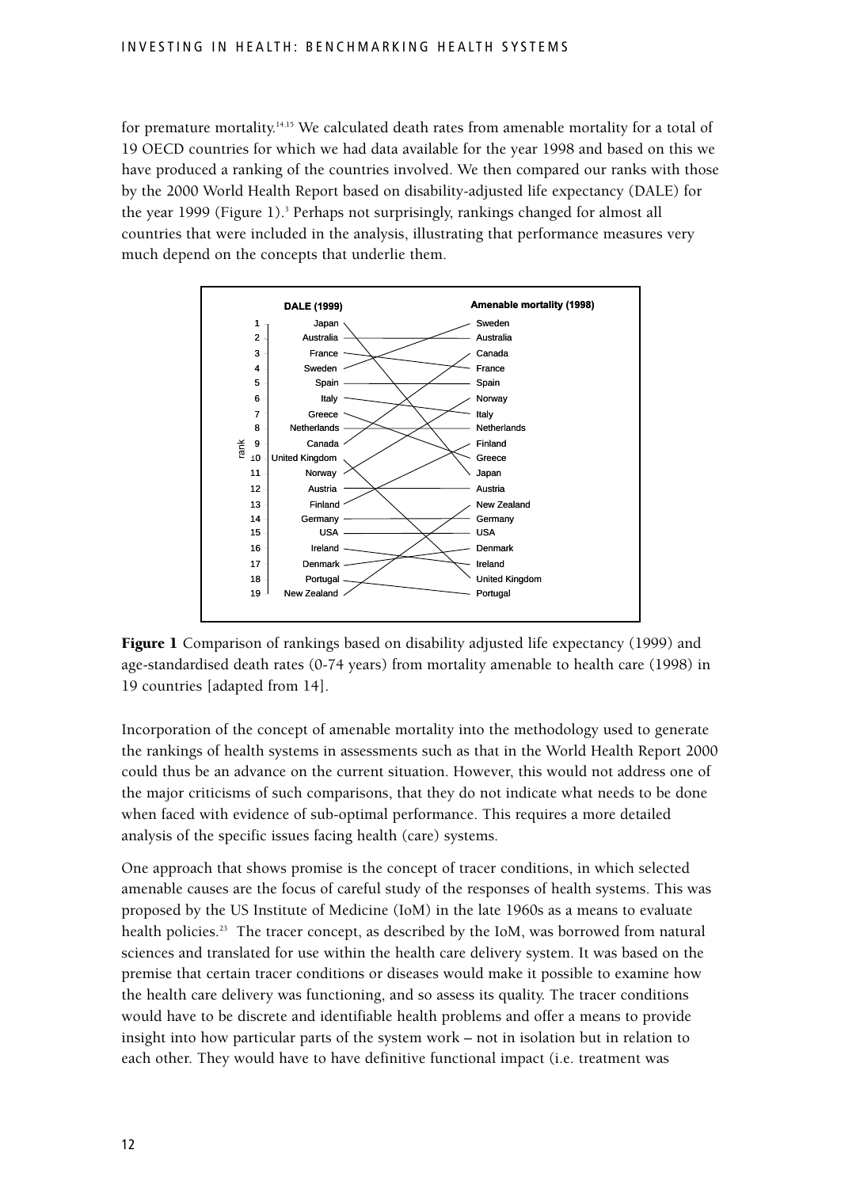for premature mortality.[14,15] We calculated death rates from amenable mortality for a total of 19 OECD countries for which we had data available for the year 1998 and based on this we have produced a ranking of the countries involved. We then compared our ranks with those by the 2000 World Health Report based on disability-adjusted life expectancy (DALE) for the year 1999 (Figure 1).[3] Perhaps not surprisingly, rankings changed for almost all countries that were included in the analysis, illustrating that performance measures very much depend on the concepts that underlie them.

| rank | DALE (1999) | Amenable mortality (1998) |
| --- | --- | --- |
| 1 | Japan | Sweden |
| 2 | Australia | Australia |
| 3 | France | Canada |
| 4 | Sweden | France |
| 5 | Spain | Spain |
| 6 | Italy | Norway |
| 7 | Greece | Italy |
| 8 | Netherlands | Netherlands |
| 9 | Canada | Finland |
| 10 | United Kingdom | Greece |
| 11 | Norway | Japan |
| 12 | Austria | Austria |
| 13 | Finland | New Zealand |
| 14 | Germany | Germany |
| 15 | USA | USA |
| 16 | Ireland | Denmark |
| 17 | Denmark | Ireland |
| 18 | Portugal | United Kingdom |
| 19 | New Zealand | Portugal |

**Figure 1** Comparison of rankings based on disability adjusted life expectancy (1999) and age-standardised death rates (0-74 years) from mortality amenable to health care (1998) in 19 countries [adapted from 14].

Incorporation of the concept of amenable mortality into the methodology used to generate the rankings of health systems in assessments such as that in the World Health Report 2000 could thus be an advance on the current situation. However, this would not address one of the major criticisms of such comparisons, that they do not indicate what needs to be done when faced with evidence of sub-optimal performance. This requires a more detailed analysis of the specific issues facing health (care) systems.

One approach that shows promise is the concept of tracer conditions, in which selected amenable causes are the focus of careful study of the responses of health systems. This was proposed by the US Institute of Medicine (IoM) in the late 1960s as a means to evaluate health policies.[23] The tracer concept, as described by the IoM, was borrowed from natural sciences and translated for use within the health care delivery system. It was based on the premise that certain tracer conditions or diseases would make it possible to examine how the health care delivery was functioning, and so assess its quality. The tracer conditions would have to be discrete and identifiable health problems and offer a means to provide insight into how particular parts of the system work – not in isolation but in relation to each other. They would have to have definitive functional impact (i.e. treatment was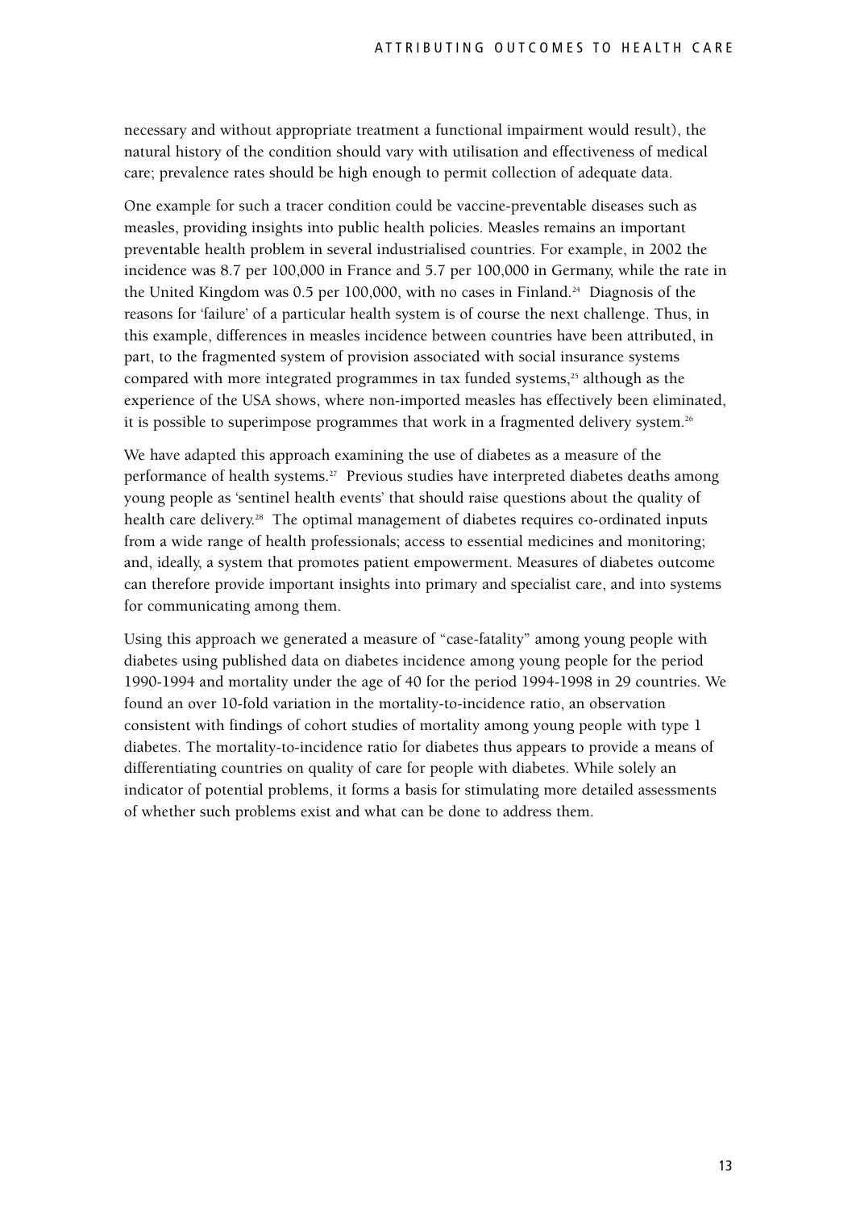necessary and without appropriate treatment a functional impairment would result), the natural history of the condition should vary with utilisation and effectiveness of medical care; prevalence rates should be high enough to permit collection of adequate data.

One example for such a tracer condition could be vaccine-preventable diseases such as measles, providing insights into public health policies. Measles remains an important preventable health problem in several industrialised countries. For example, in 2002 the incidence was 8.7 per 100,000 in France and 5.7 per 100,000 in Germany, while the rate in the United Kingdom was 0.5 per 100,000, with no cases in Finland.[24] Diagnosis of the reasons for 'failure' of a particular health system is of course the next challenge. Thus, in this example, differences in measles incidence between countries have been attributed, in part, to the fragmented system of provision associated with social insurance systems compared with more integrated programmes in tax funded systems,[25] although as the experience of the USA shows, where non-imported measles has effectively been eliminated, it is possible to superimpose programmes that work in a fragmented delivery system.[26]

We have adapted this approach examining the use of diabetes as a measure of the performance of health systems.[27] Previous studies have interpreted diabetes deaths among young people as 'sentinel health events' that should raise questions about the quality of health care delivery.[28] The optimal management of diabetes requires co-ordinated inputs from a wide range of health professionals; access to essential medicines and monitoring; and, ideally, a system that promotes patient empowerment. Measures of diabetes outcome can therefore provide important insights into primary and specialist care, and into systems for communicating among them.

Using this approach we generated a measure of "case-fatality" among young people with diabetes using published data on diabetes incidence among young people for the period 1990-1994 and mortality under the age of 40 for the period 1994-1998 in 29 countries. We found an over 10-fold variation in the mortality-to-incidence ratio, an observation consistent with findings of cohort studies of mortality among young people with type 1 diabetes. The mortality-to-incidence ratio for diabetes thus appears to provide a means of differentiating countries on quality of care for people with diabetes. While solely an indicator of potential problems, it forms a basis for stimulating more detailed assessments of whether such problems exist and what can be done to address them.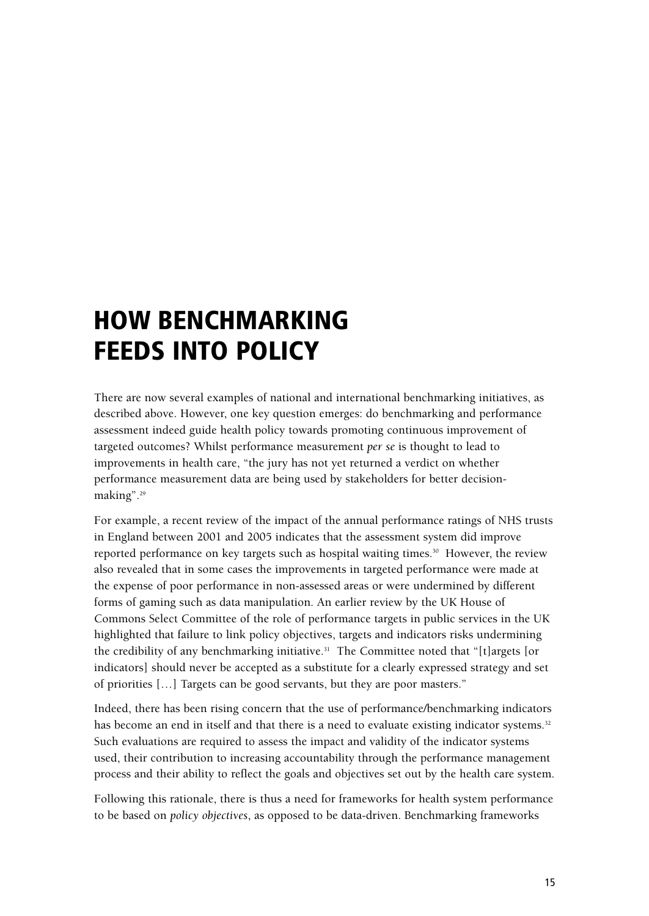# HOW BENCHMARKING FEEDS INTO POLICY

There are now several examples of national and international benchmarking initiatives, as described above. However, one key question emerges: do benchmarking and performance assessment indeed guide health policy towards promoting continuous improvement of targeted outcomes? Whilst performance measurement *per se* is thought to lead to improvements in health care, "the jury has not yet returned a verdict on whether performance measurement data are being used by stakeholders for better decision-making".[29]

For example, a recent review of the impact of the annual performance ratings of NHS trusts in England between 2001 and 2005 indicates that the assessment system did improve reported performance on key targets such as hospital waiting times.[30] However, the review also revealed that in some cases the improvements in targeted performance were made at the expense of poor performance in non-assessed areas or were undermined by different forms of gaming such as data manipulation. An earlier review by the UK House of Commons Select Committee of the role of performance targets in public services in the UK highlighted that failure to link policy objectives, targets and indicators risks undermining the credibility of any benchmarking initiative.[31] The Committee noted that "[t]argets [or indicators] should never be accepted as a substitute for a clearly expressed strategy and set of priorities […] Targets can be good servants, but they are poor masters."

Indeed, there has been rising concern that the use of performance/benchmarking indicators has become an end in itself and that there is a need to evaluate existing indicator systems.[32] Such evaluations are required to assess the impact and validity of the indicator systems used, their contribution to increasing accountability through the performance management process and their ability to reflect the goals and objectives set out by the health care system.

Following this rationale, there is thus a need for frameworks for health system performance to be based on *policy objectives*, as opposed to be data-driven. Benchmarking frameworks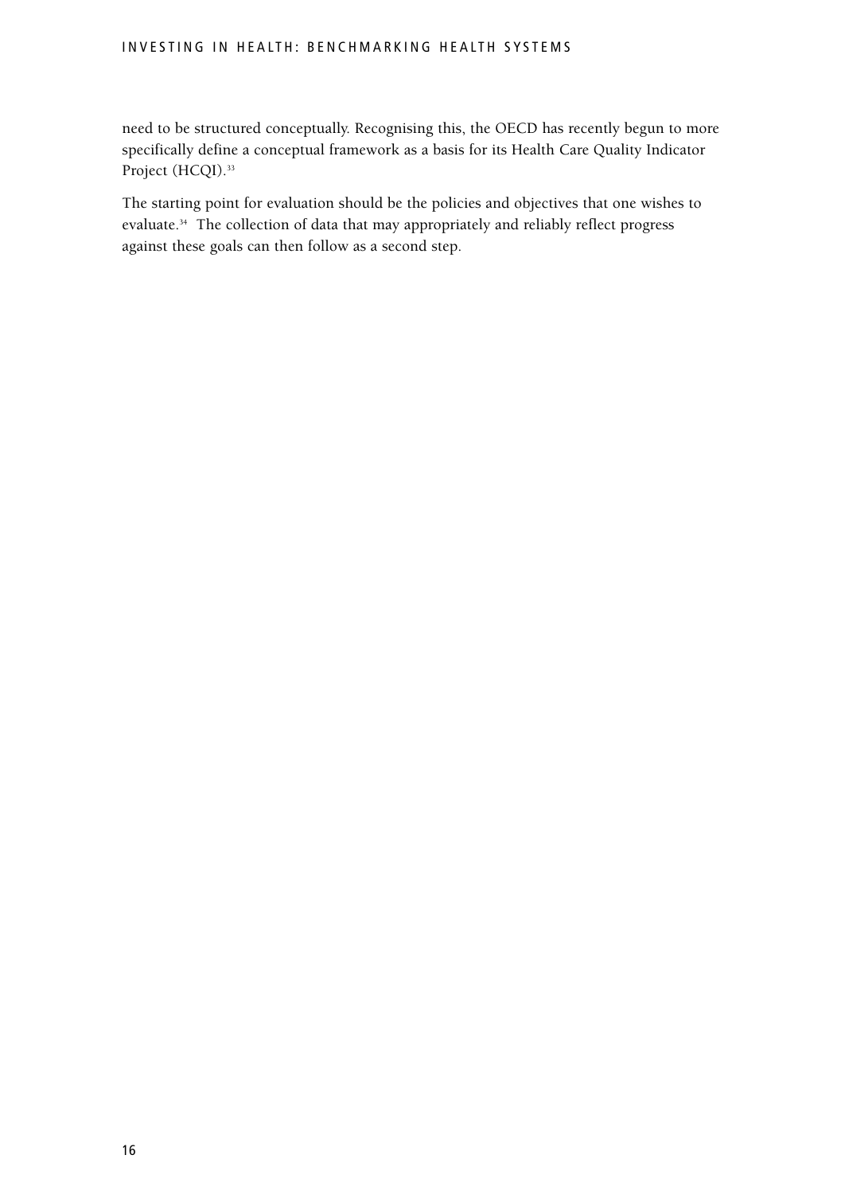need to be structured conceptually. Recognising this, the OECD has recently begun to more specifically define a conceptual framework as a basis for its Health Care Quality Indicator Project (HCQI).[33]

The starting point for evaluation should be the policies and objectives that one wishes to evaluate.[34] The collection of data that may appropriately and reliably reflect progress against these goals can then follow as a second step.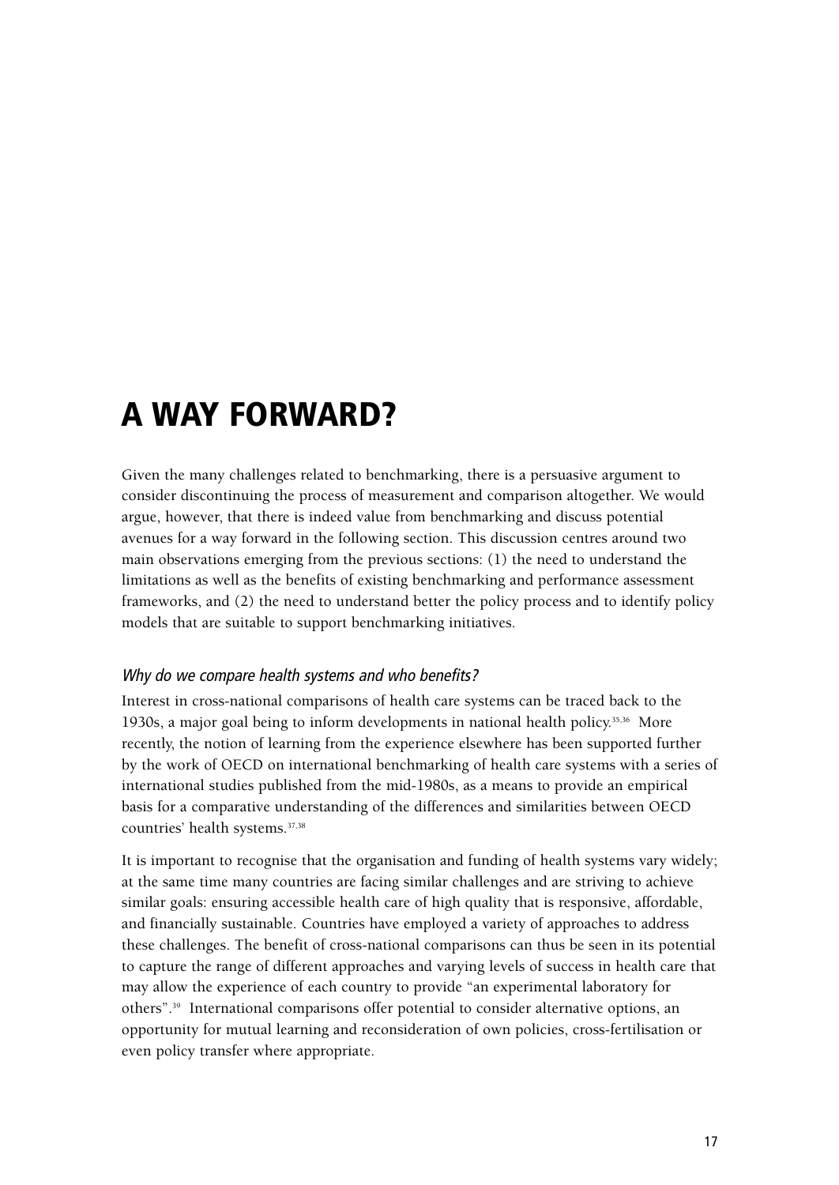# A WAY FORWARD?

Given the many challenges related to benchmarking, there is a persuasive argument to consider discontinuing the process of measurement and comparison altogether. We would argue, however, that there is indeed value from benchmarking and discuss potential avenues for a way forward in the following section. This discussion centres around two main observations emerging from the previous sections: (1) the need to understand the limitations as well as the benefits of existing benchmarking and performance assessment frameworks, and (2) the need to understand better the policy process and to identify policy models that are suitable to support benchmarking initiatives.

### *Why do we compare health systems and who benefits?*

Interest in cross-national comparisons of health care systems can be traced back to the 1930s, a major goal being to inform developments in national health policy.[35,36] More recently, the notion of learning from the experience elsewhere has been supported further by the work of OECD on international benchmarking of health care systems with a series of international studies published from the mid-1980s, as a means to provide an empirical basis for a comparative understanding of the differences and similarities between OECD countries' health systems.[37,38]

It is important to recognise that the organisation and funding of health systems vary widely; at the same time many countries are facing similar challenges and are striving to achieve similar goals: ensuring accessible health care of high quality that is responsive, affordable, and financially sustainable. Countries have employed a variety of approaches to address these challenges. The benefit of cross-national comparisons can thus be seen in its potential to capture the range of different approaches and varying levels of success in health care that may allow the experience of each country to provide "an experimental laboratory for others".[39] International comparisons offer potential to consider alternative options, an opportunity for mutual learning and reconsideration of own policies, cross-fertilisation or even policy transfer where appropriate.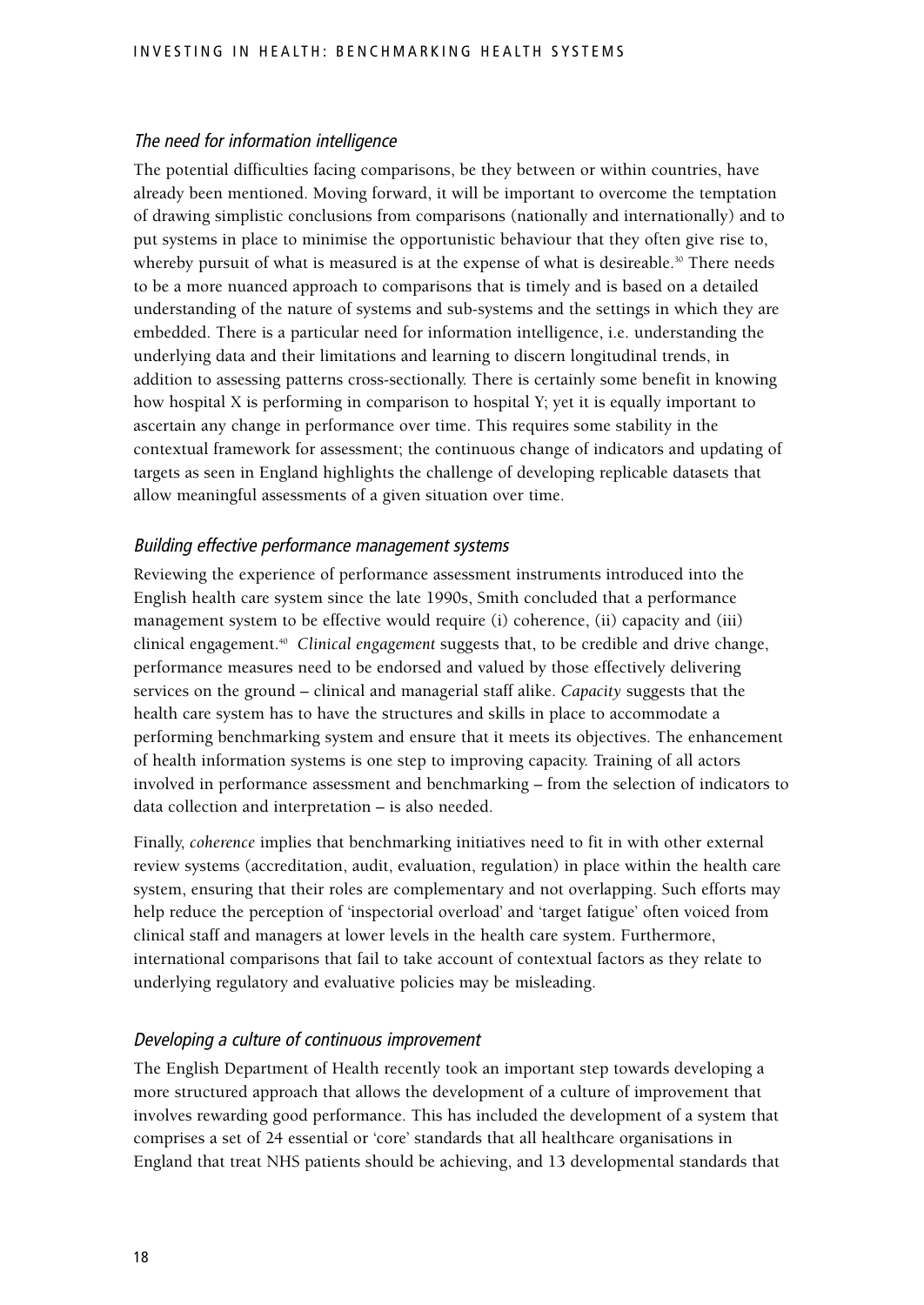### *The need for information intelligence*

The potential difficulties facing comparisons, be they between or within countries, have already been mentioned. Moving forward, it will be important to overcome the temptation of drawing simplistic conclusions from comparisons (nationally and internationally) and to put systems in place to minimise the opportunistic behaviour that they often give rise to, whereby pursuit of what is measured is at the expense of what is desireable.[30] There needs to be a more nuanced approach to comparisons that is timely and is based on a detailed understanding of the nature of systems and sub-systems and the settings in which they are embedded. There is a particular need for information intelligence, i.e. understanding the underlying data and their limitations and learning to discern longitudinal trends, in addition to assessing patterns cross-sectionally. There is certainly some benefit in knowing how hospital X is performing in comparison to hospital Y; yet it is equally important to ascertain any change in performance over time. This requires some stability in the contextual framework for assessment; the continuous change of indicators and updating of targets as seen in England highlights the challenge of developing replicable datasets that allow meaningful assessments of a given situation over time.

### *Building effective performance management systems*

Reviewing the experience of performance assessment instruments introduced into the English health care system since the late 1990s, Smith concluded that a performance management system to be effective would require (i) coherence, (ii) capacity and (iii) clinical engagement.[40] *Clinical engagement* suggests that, to be credible and drive change, performance measures need to be endorsed and valued by those effectively delivering services on the ground – clinical and managerial staff alike. *Capacity* suggests that the health care system has to have the structures and skills in place to accommodate a performing benchmarking system and ensure that it meets its objectives. The enhancement of health information systems is one step to improving capacity. Training of all actors involved in performance assessment and benchmarking – from the selection of indicators to data collection and interpretation – is also needed.

Finally, *coherence* implies that benchmarking initiatives need to fit in with other external review systems (accreditation, audit, evaluation, regulation) in place within the health care system, ensuring that their roles are complementary and not overlapping. Such efforts may help reduce the perception of 'inspectorial overload' and 'target fatigue' often voiced from clinical staff and managers at lower levels in the health care system. Furthermore, international comparisons that fail to take account of contextual factors as they relate to underlying regulatory and evaluative policies may be misleading.

### *Developing a culture of continuous improvement*

The English Department of Health recently took an important step towards developing a more structured approach that allows the development of a culture of improvement that involves rewarding good performance. This has included the development of a system that comprises a set of 24 essential or 'core' standards that all healthcare organisations in England that treat NHS patients should be achieving, and 13 developmental standards that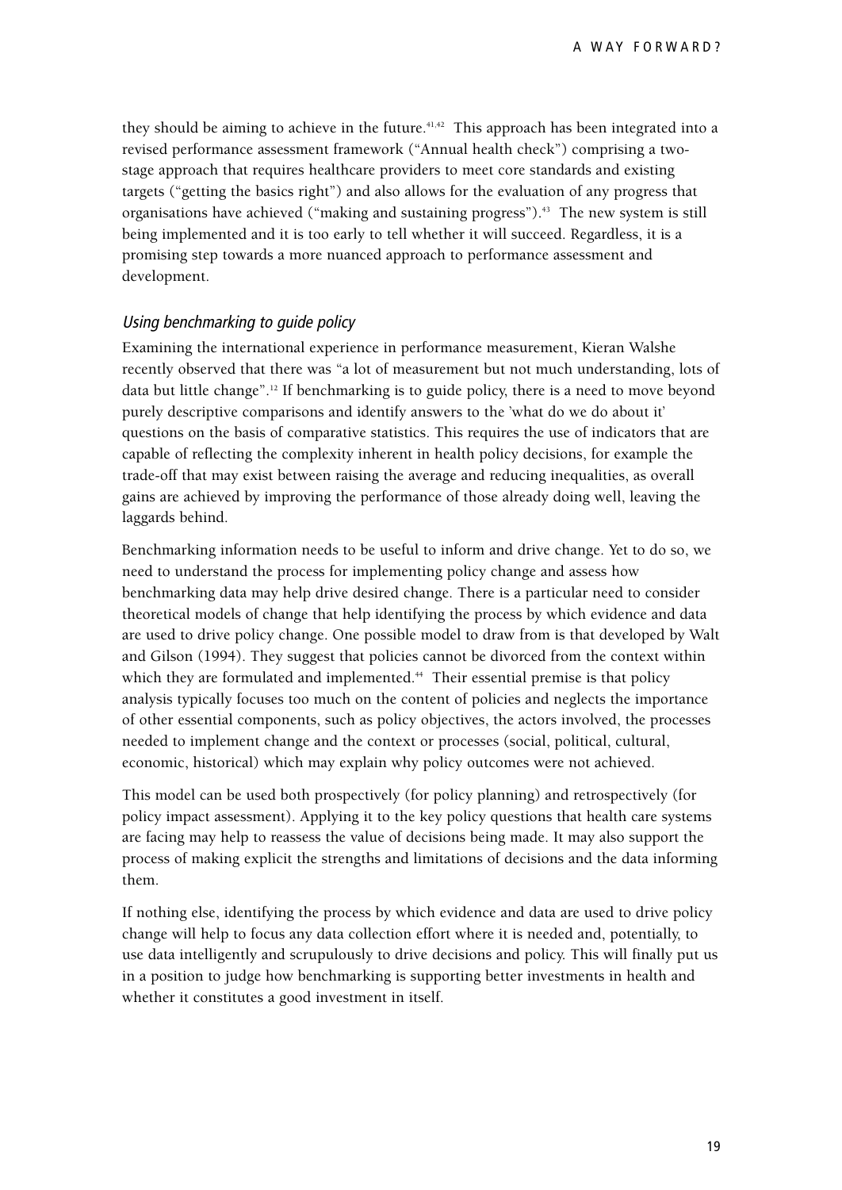they should be aiming to achieve in the future.[41,42] This approach has been integrated into a revised performance assessment framework ("Annual health check") comprising a two-stage approach that requires healthcare providers to meet core standards and existing targets ("getting the basics right") and also allows for the evaluation of any progress that organisations have achieved ("making and sustaining progress").[43] The new system is still being implemented and it is too early to tell whether it will succeed. Regardless, it is a promising step towards a more nuanced approach to performance assessment and development.

### *Using benchmarking to guide policy*

Examining the international experience in performance measurement, Kieran Walshe recently observed that there was "a lot of measurement but not much understanding, lots of data but little change".[12] If benchmarking is to guide policy, there is a need to move beyond purely descriptive comparisons and identify answers to the 'what do we do about it' questions on the basis of comparative statistics. This requires the use of indicators that are capable of reflecting the complexity inherent in health policy decisions, for example the trade-off that may exist between raising the average and reducing inequalities, as overall gains are achieved by improving the performance of those already doing well, leaving the laggards behind.

Benchmarking information needs to be useful to inform and drive change. Yet to do so, we need to understand the process for implementing policy change and assess how benchmarking data may help drive desired change. There is a particular need to consider theoretical models of change that help identifying the process by which evidence and data are used to drive policy change. One possible model to draw from is that developed by Walt and Gilson (1994). They suggest that policies cannot be divorced from the context within which they are formulated and implemented.[44] Their essential premise is that policy analysis typically focuses too much on the content of policies and neglects the importance of other essential components, such as policy objectives, the actors involved, the processes needed to implement change and the context or processes (social, political, cultural, economic, historical) which may explain why policy outcomes were not achieved.

This model can be used both prospectively (for policy planning) and retrospectively (for policy impact assessment). Applying it to the key policy questions that health care systems are facing may help to reassess the value of decisions being made. It may also support the process of making explicit the strengths and limitations of decisions and the data informing them.

If nothing else, identifying the process by which evidence and data are used to drive policy change will help to focus any data collection effort where it is needed and, potentially, to use data intelligently and scrupulously to drive decisions and policy. This will finally put us in a position to judge how benchmarking is supporting better investments in health and whether it constitutes a good investment in itself.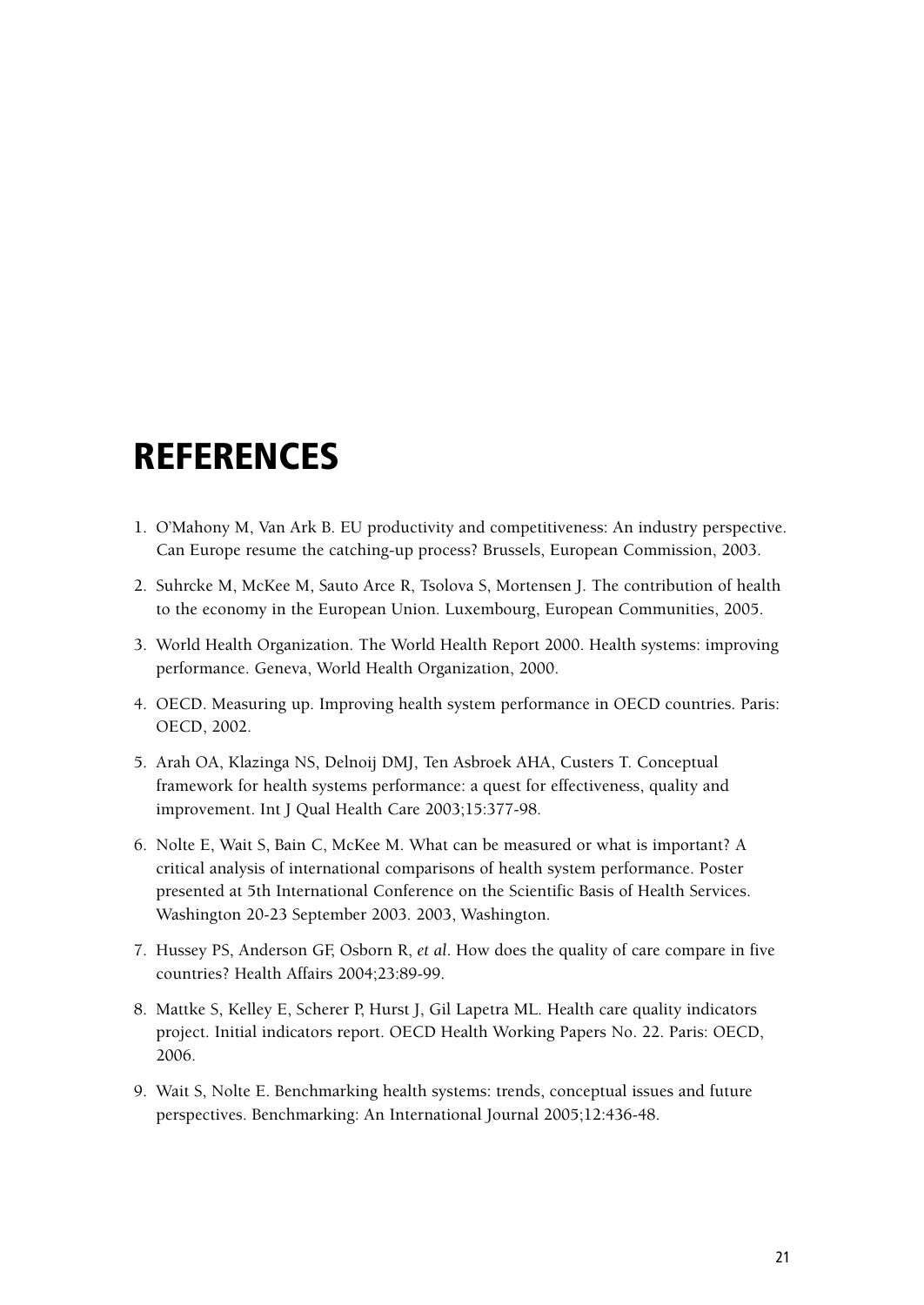# REFERENCES

1. O'Mahony M, Van Ark B. EU productivity and competitiveness: An industry perspective. Can Europe resume the catching-up process? Brussels, European Commission, 2003.

2. Suhrcke M, McKee M, Sauto Arce R, Tsolova S, Mortensen J. The contribution of health to the economy in the European Union. Luxembourg, European Communities, 2005.

3. World Health Organization. The World Health Report 2000. Health systems: improving performance. Geneva, World Health Organization, 2000.

4. OECD. Measuring up. Improving health system performance in OECD countries. Paris: OECD, 2002.

5. Arah OA, Klazinga NS, Delnoij DMJ, Ten Asbroek AHA, Custers T. Conceptual framework for health systems performance: a quest for effectiveness, quality and improvement. Int J Qual Health Care 2003;15:377-98.

6. Nolte E, Wait S, Bain C, McKee M. What can be measured or what is important? A critical analysis of international comparisons of health system performance. Poster presented at 5th International Conference on the Scientific Basis of Health Services. Washington 20-23 September 2003. 2003, Washington.

7. Hussey PS, Anderson GF, Osborn R, *et al*. How does the quality of care compare in five countries? Health Affairs 2004;23:89-99.

8. Mattke S, Kelley E, Scherer P, Hurst J, Gil Lapetra ML. Health care quality indicators project. Initial indicators report. OECD Health Working Papers No. 22. Paris: OECD, 2006.

9. Wait S, Nolte E. Benchmarking health systems: trends, conceptual issues and future perspectives. Benchmarking: An International Journal 2005;12:436-48.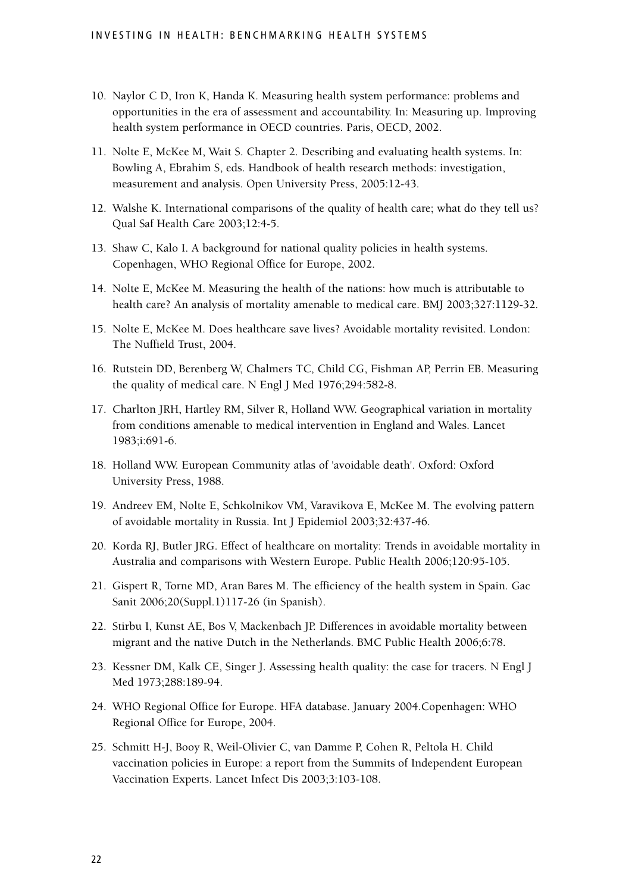10. Naylor C D, Iron K, Handa K. Measuring health system performance: problems and opportunities in the era of assessment and accountability. In: Measuring up. Improving health system performance in OECD countries. Paris, OECD, 2002.
11. Nolte E, McKee M, Wait S. Chapter 2. Describing and evaluating health systems. In: Bowling A, Ebrahim S, eds. Handbook of health research methods: investigation, measurement and analysis. Open University Press, 2005:12-43.
12. Walshe K. International comparisons of the quality of health care; what do they tell us? Qual Saf Health Care 2003;12:4-5.
13. Shaw C, Kalo I. A background for national quality policies in health systems. Copenhagen, WHO Regional Office for Europe, 2002.
14. Nolte E, McKee M. Measuring the health of the nations: how much is attributable to health care? An analysis of mortality amenable to medical care. BMJ 2003;327:1129-32.
15. Nolte E, McKee M. Does healthcare save lives? Avoidable mortality revisited. London: The Nuffield Trust, 2004.
16. Rutstein DD, Berenberg W, Chalmers TC, Child CG, Fishman AP, Perrin EB. Measuring the quality of medical care. N Engl J Med 1976;294:582-8.
17. Charlton JRH, Hartley RM, Silver R, Holland WW. Geographical variation in mortality from conditions amenable to medical intervention in England and Wales. Lancet 1983;i:691-6.
18. Holland WW. European Community atlas of 'avoidable death'. Oxford: Oxford University Press, 1988.
19. Andreev EM, Nolte E, Schkolnikov VM, Varavikova E, McKee M. The evolving pattern of avoidable mortality in Russia. Int J Epidemiol 2003;32:437-46.
20. Korda RJ, Butler JRG. Effect of healthcare on mortality: Trends in avoidable mortality in Australia and comparisons with Western Europe. Public Health 2006;120:95-105.
21. Gispert R, Torne MD, Aran Bares M. The efficiency of the health system in Spain. Gac Sanit 2006;20(Suppl.1)117-26 (in Spanish).
22. Stirbu I, Kunst AE, Bos V, Mackenbach JP. Differences in avoidable mortality between migrant and the native Dutch in the Netherlands. BMC Public Health 2006;6:78.
23. Kessner DM, Kalk CE, Singer J. Assessing health quality: the case for tracers. N Engl J Med 1973;288:189-94.
24. WHO Regional Office for Europe. HFA database. January 2004.Copenhagen: WHO Regional Office for Europe, 2004.
25. Schmitt H-J, Booy R, Weil-Olivier C, van Damme P, Cohen R, Peltola H. Child vaccination policies in Europe: a report from the Summits of Independent European Vaccination Experts. Lancet Infect Dis 2003;3:103-108.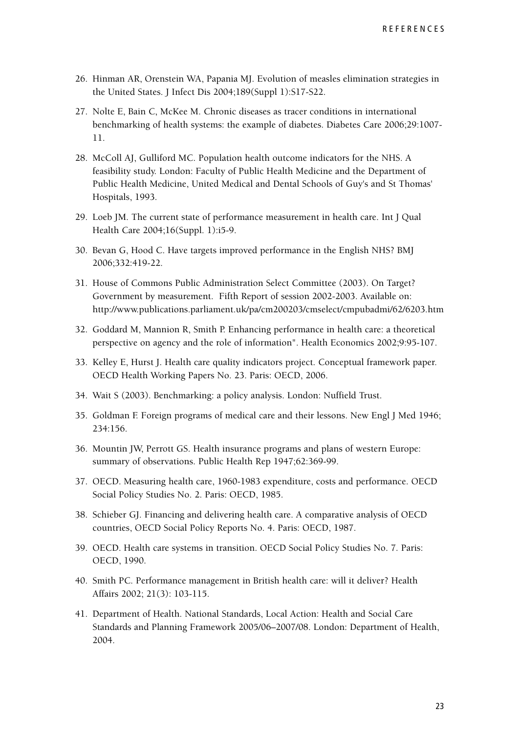26. Hinman AR, Orenstein WA, Papania MJ. Evolution of measles elimination strategies in the United States. J Infect Dis 2004;189(Suppl 1):S17-S22.
27. Nolte E, Bain C, McKee M. Chronic diseases as tracer conditions in international benchmarking of health systems: the example of diabetes. Diabetes Care 2006;29:1007-11.
28. McColl AJ, Gulliford MC. Population health outcome indicators for the NHS. A feasibility study. London: Faculty of Public Health Medicine and the Department of Public Health Medicine, United Medical and Dental Schools of Guy's and St Thomas' Hospitals, 1993.
29. Loeb JM. The current state of performance measurement in health care. Int J Qual Health Care 2004;16(Suppl. 1):i5-9.
30. Bevan G, Hood C. Have targets improved performance in the English NHS? BMJ 2006;332:419-22.
31. House of Commons Public Administration Select Committee (2003). On Target? Government by measurement. Fifth Report of session 2002-2003. Available on: http://www.publications.parliament.uk/pa/cm200203/cmselect/cmpubadmi/62/6203.htm
32. Goddard M, Mannion R, Smith P. Enhancing performance in health care: a theoretical perspective on agency and the role of information". Health Economics 2002;9:95-107.
33. Kelley E, Hurst J. Health care quality indicators project. Conceptual framework paper. OECD Health Working Papers No. 23. Paris: OECD, 2006.
34. Wait S (2003). Benchmarking: a policy analysis. London: Nuffield Trust.
35. Goldman F. Foreign programs of medical care and their lessons. New Engl J Med 1946; 234:156.
36. Mountin JW, Perrott GS. Health insurance programs and plans of western Europe: summary of observations. Public Health Rep 1947;62:369-99.
37. OECD. Measuring health care, 1960-1983 expenditure, costs and performance. OECD Social Policy Studies No. 2. Paris: OECD, 1985.
38. Schieber GJ. Financing and delivering health care. A comparative analysis of OECD countries, OECD Social Policy Reports No. 4. Paris: OECD, 1987.
39. OECD. Health care systems in transition. OECD Social Policy Studies No. 7. Paris: OECD, 1990.
40. Smith PC. Performance management in British health care: will it deliver? Health Affairs 2002; 21(3): 103-115.
41. Department of Health. National Standards, Local Action: Health and Social Care Standards and Planning Framework 2005/06–2007/08. London: Department of Health, 2004.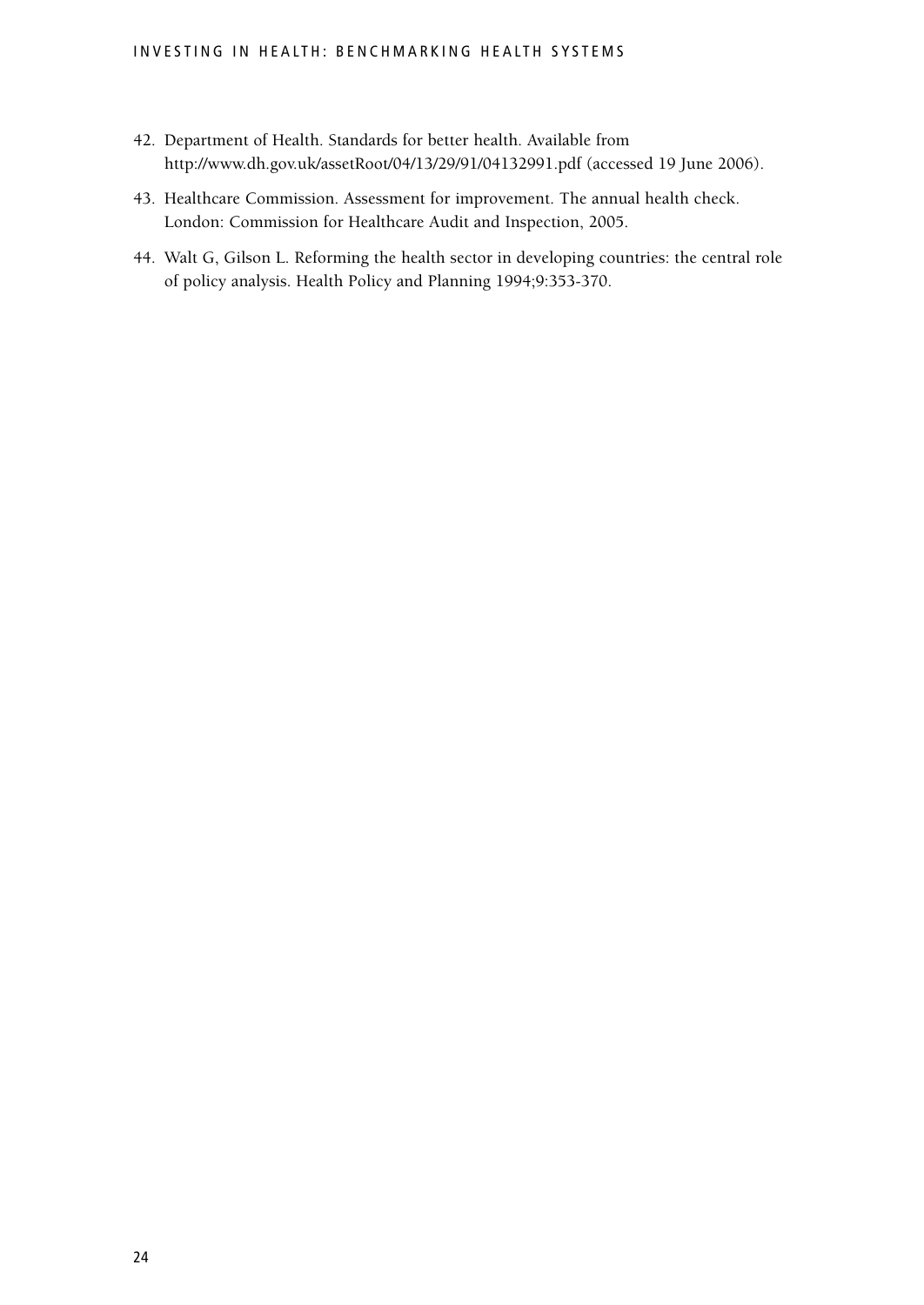42. Department of Health. Standards for better health. Available from http://www.dh.gov.uk/assetRoot/04/13/29/91/04132991.pdf (accessed 19 June 2006).
43. Healthcare Commission. Assessment for improvement. The annual health check. London: Commission for Healthcare Audit and Inspection, 2005.
44. Walt G, Gilson L. Reforming the health sector in developing countries: the central role of policy analysis. Health Policy and Planning 1994;9:353-370.